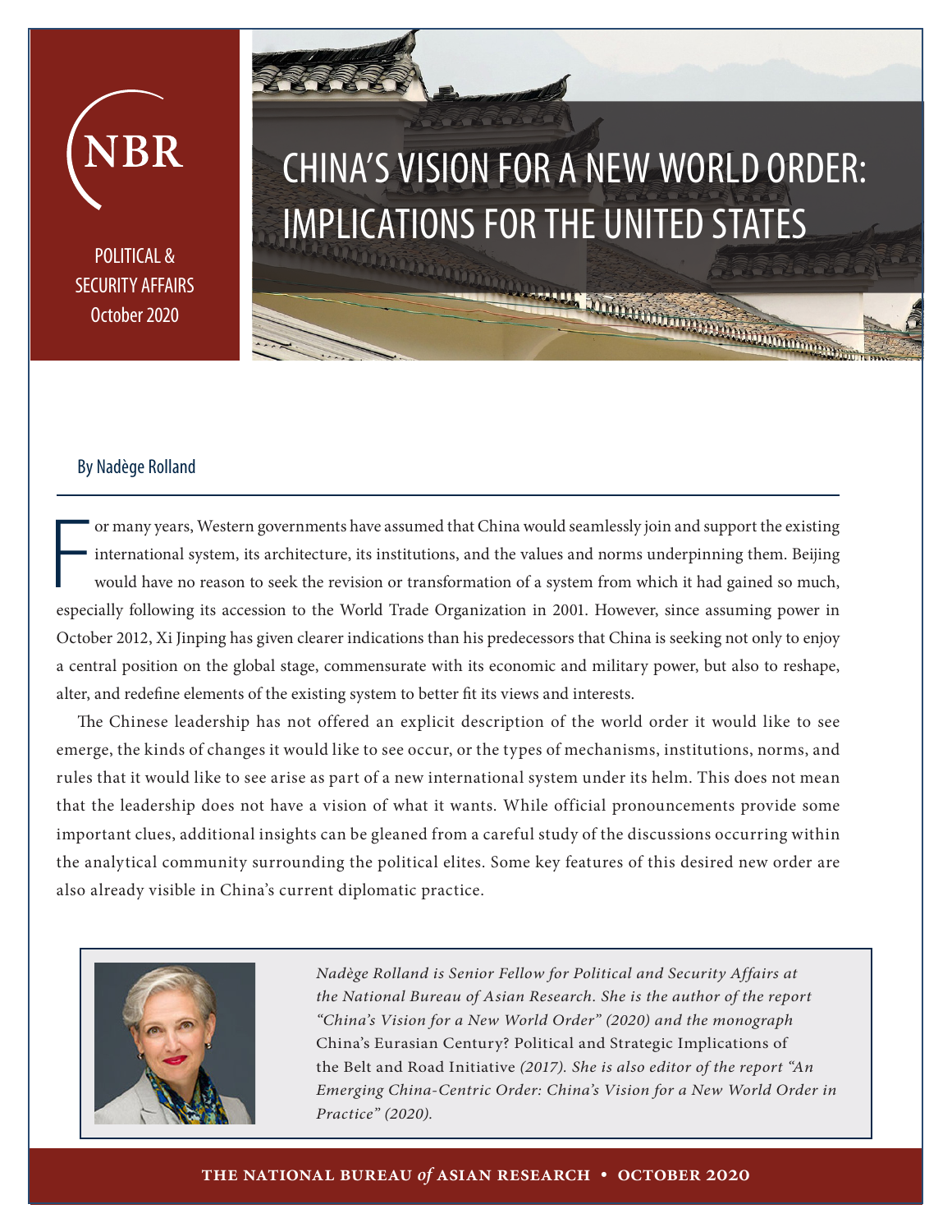POLITICAL & SECURITY AFFAIRS
October 2020

# CHINA'S VISION FOR A NEW WORLD ORDER: IMPLICATIONS FOR THE UNITED STATES

By Nadège Rolland

For many years, Western governments have assumed that China would seamlessly join and support the existing international system, its architecture, its institutions, and the values and norms underpinning them. Beijing would have no reason to seek the revision or transformation of a system from which it had gained so much, especially following its accession to the World Trade Organization in 2001. However, since assuming power in October 2012, Xi Jinping has given clearer indications than his predecessors that China is seeking not only to enjoy a central position on the global stage, commensurate with its economic and military power, but also to reshape, alter, and redefine elements of the existing system to better fit its views and interests.

The Chinese leadership has not offered an explicit description of the world order it would like to see emerge, the kinds of changes it would like to see occur, or the types of mechanisms, institutions, norms, and rules that it would like to see arise as part of a new international system under its helm. This does not mean that the leadership does not have a vision of what it wants. While official pronouncements provide some important clues, additional insights can be gleaned from a careful study of the discussions occurring within the analytical community surrounding the political elites. Some key features of this desired new order are also already visible in China's current diplomatic practice.

*Nadège Rolland is Senior Fellow for Political and Security Affairs at the National Bureau of Asian Research. She is the author of the report "China's Vision for a New World Order" (2020) and the monograph* China's Eurasian Century? Political and Strategic Implications of the Belt and Road Initiative *(2017). She is also editor of the report "An Emerging China-Centric Order: China's Vision for a New World Order in Practice" (2020).*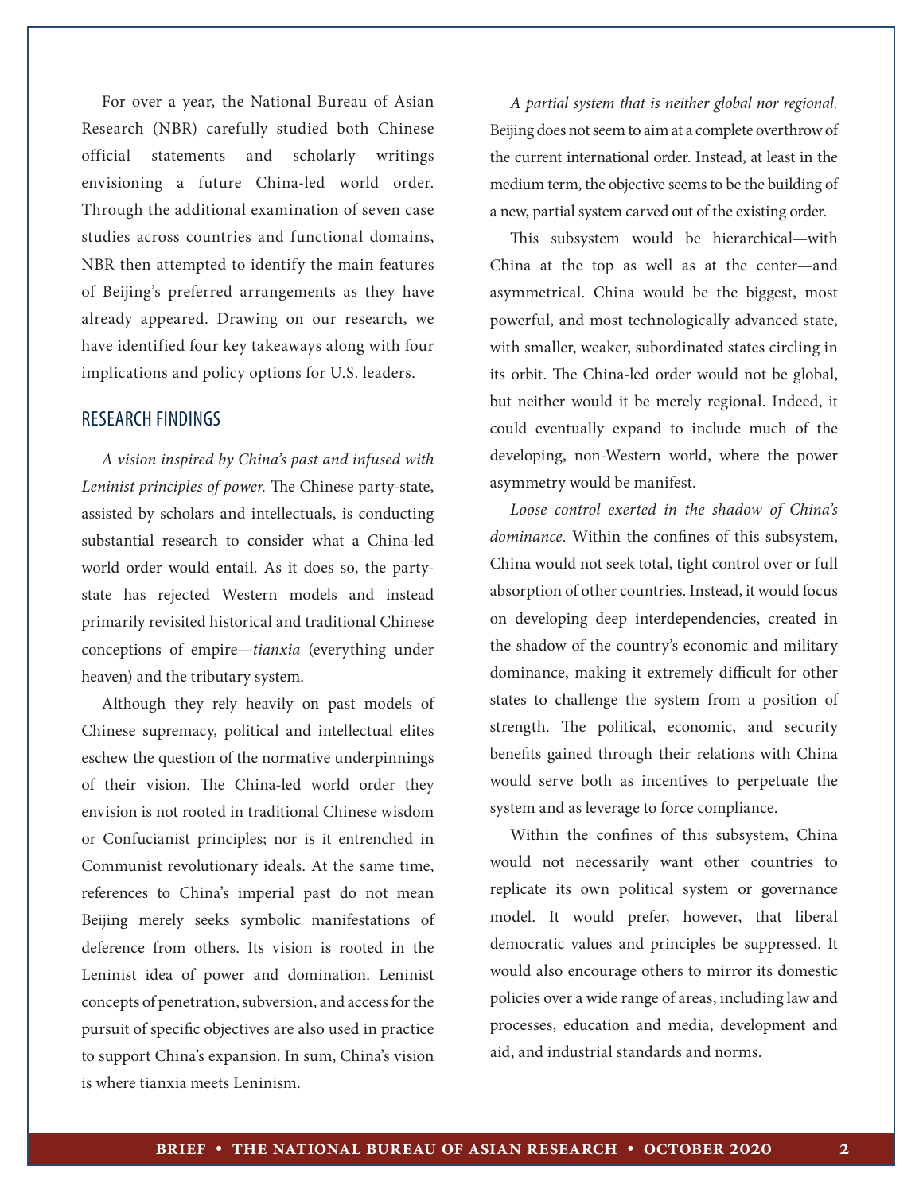For over a year, the National Bureau of Asian Research (NBR) carefully studied both Chinese official statements and scholarly writings envisioning a future China-led world order. Through the additional examination of seven case studies across countries and functional domains, NBR then attempted to identify the main features of Beijing's preferred arrangements as they have already appeared. Drawing on our research, we have identified four key takeaways along with four implications and policy options for U.S. leaders.

## RESEARCH FINDINGS

*A vision inspired by China's past and infused with Leninist principles of power.* The Chinese party-state, assisted by scholars and intellectuals, is conducting substantial research to consider what a China-led world order would entail. As it does so, the party-state has rejected Western models and instead primarily revisited historical and traditional Chinese conceptions of empire—*tianxia* (everything under heaven) and the tributary system.

Although they rely heavily on past models of Chinese supremacy, political and intellectual elites eschew the question of the normative underpinnings of their vision. The China-led world order they envision is not rooted in traditional Chinese wisdom or Confucianist principles; nor is it entrenched in Communist revolutionary ideals. At the same time, references to China's imperial past do not mean Beijing merely seeks symbolic manifestations of deference from others. Its vision is rooted in the Leninist idea of power and domination. Leninist concepts of penetration, subversion, and access for the pursuit of specific objectives are also used in practice to support China's expansion. In sum, China's vision is where tianxia meets Leninism.

*A partial system that is neither global nor regional.* Beijing does not seem to aim at a complete overthrow of the current international order. Instead, at least in the medium term, the objective seems to be the building of a new, partial system carved out of the existing order.

This subsystem would be hierarchical—with China at the top as well as at the center—and asymmetrical. China would be the biggest, most powerful, and most technologically advanced state, with smaller, weaker, subordinated states circling in its orbit. The China-led order would not be global, but neither would it be merely regional. Indeed, it could eventually expand to include much of the developing, non-Western world, where the power asymmetry would be manifest.

*Loose control exerted in the shadow of China's dominance.* Within the confines of this subsystem, China would not seek total, tight control over or full absorption of other countries. Instead, it would focus on developing deep interdependencies, created in the shadow of the country's economic and military dominance, making it extremely difficult for other states to challenge the system from a position of strength. The political, economic, and security benefits gained through their relations with China would serve both as incentives to perpetuate the system and as leverage to force compliance.

Within the confines of this subsystem, China would not necessarily want other countries to replicate its own political system or governance model. It would prefer, however, that liberal democratic values and principles be suppressed. It would also encourage others to mirror its domestic policies over a wide range of areas, including law and processes, education and media, development and aid, and industrial standards and norms.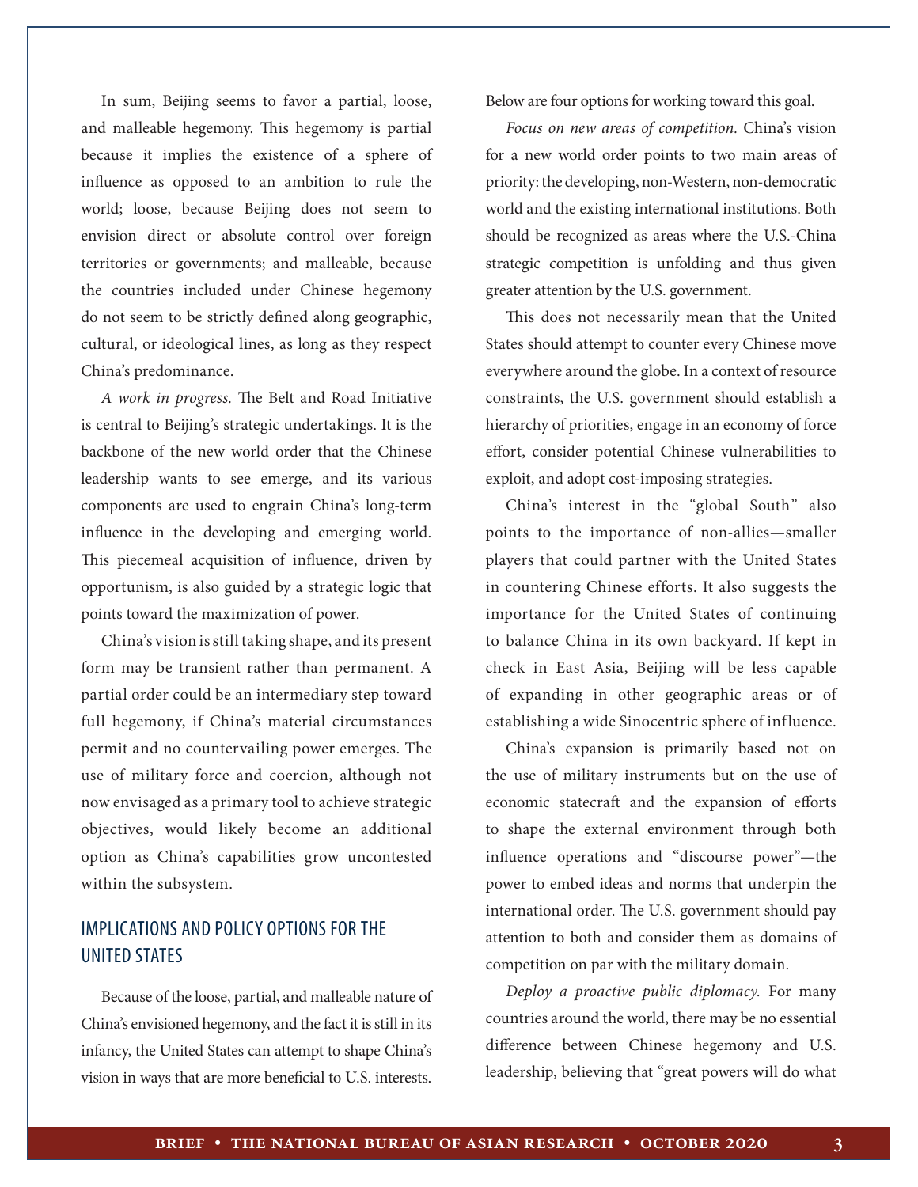In sum, Beijing seems to favor a partial, loose, and malleable hegemony. This hegemony is partial because it implies the existence of a sphere of influence as opposed to an ambition to rule the world; loose, because Beijing does not seem to envision direct or absolute control over foreign territories or governments; and malleable, because the countries included under Chinese hegemony do not seem to be strictly defined along geographic, cultural, or ideological lines, as long as they respect China's predominance.

*A work in progress.* The Belt and Road Initiative is central to Beijing's strategic undertakings. It is the backbone of the new world order that the Chinese leadership wants to see emerge, and its various components are used to engrain China's long-term influence in the developing and emerging world. This piecemeal acquisition of influence, driven by opportunism, is also guided by a strategic logic that points toward the maximization of power.

China's vision is still taking shape, and its present form may be transient rather than permanent. A partial order could be an intermediary step toward full hegemony, if China's material circumstances permit and no countervailing power emerges. The use of military force and coercion, although not now envisaged as a primary tool to achieve strategic objectives, would likely become an additional option as China's capabilities grow uncontested within the subsystem.

## IMPLICATIONS AND POLICY OPTIONS FOR THE UNITED STATES

Because of the loose, partial, and malleable nature of China's envisioned hegemony, and the fact it is still in its infancy, the United States can attempt to shape China's vision in ways that are more beneficial to U.S. interests. Below are four options for working toward this goal.

*Focus on new areas of competition.* China's vision for a new world order points to two main areas of priority: the developing, non-Western, non-democratic world and the existing international institutions. Both should be recognized as areas where the U.S.-China strategic competition is unfolding and thus given greater attention by the U.S. government.

This does not necessarily mean that the United States should attempt to counter every Chinese move everywhere around the globe. In a context of resource constraints, the U.S. government should establish a hierarchy of priorities, engage in an economy of force effort, consider potential Chinese vulnerabilities to exploit, and adopt cost-imposing strategies.

China's interest in the "global South" also points to the importance of non-allies—smaller players that could partner with the United States in countering Chinese efforts. It also suggests the importance for the United States of continuing to balance China in its own backyard. If kept in check in East Asia, Beijing will be less capable of expanding in other geographic areas or of establishing a wide Sinocentric sphere of influence.

China's expansion is primarily based not on the use of military instruments but on the use of economic statecraft and the expansion of efforts to shape the external environment through both influence operations and "discourse power"—the power to embed ideas and norms that underpin the international order. The U.S. government should pay attention to both and consider them as domains of competition on par with the military domain.

*Deploy a proactive public diplomacy.* For many countries around the world, there may be no essential difference between Chinese hegemony and U.S. leadership, believing that "great powers will do what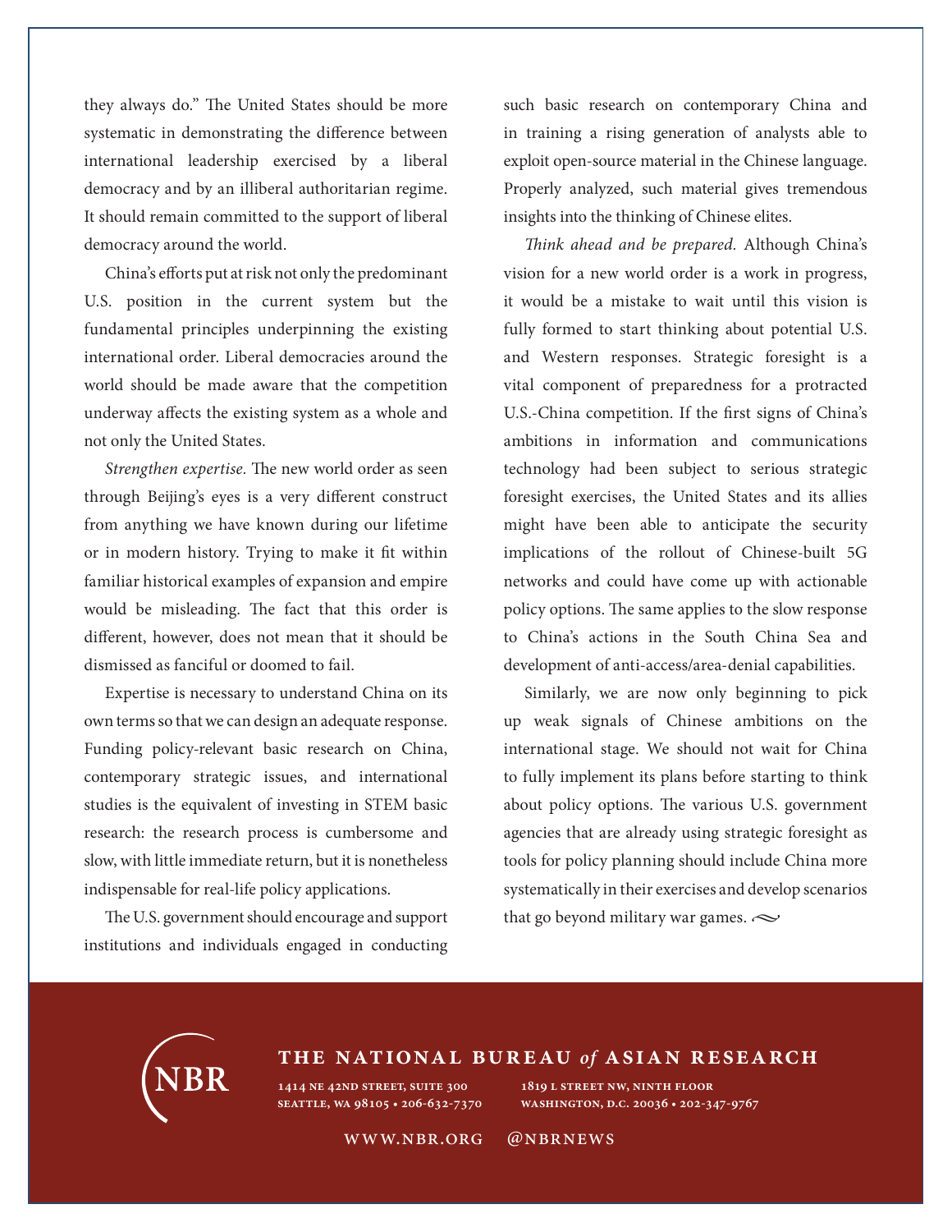they always do." The United States should be more systematic in demonstrating the difference between international leadership exercised by a liberal democracy and by an illiberal authoritarian regime. It should remain committed to the support of liberal democracy around the world.

China's efforts put at risk not only the predominant U.S. position in the current system but the fundamental principles underpinning the existing international order. Liberal democracies around the world should be made aware that the competition underway affects the existing system as a whole and not only the United States.

*Strengthen expertise.* The new world order as seen through Beijing's eyes is a very different construct from anything we have known during our lifetime or in modern history. Trying to make it fit within familiar historical examples of expansion and empire would be misleading. The fact that this order is different, however, does not mean that it should be dismissed as fanciful or doomed to fail.

Expertise is necessary to understand China on its own terms so that we can design an adequate response. Funding policy-relevant basic research on China, contemporary strategic issues, and international studies is the equivalent of investing in STEM basic research: the research process is cumbersome and slow, with little immediate return, but it is nonetheless indispensable for real-life policy applications.

The U.S. government should encourage and support institutions and individuals engaged in conducting such basic research on contemporary China and in training a rising generation of analysts able to exploit open-source material in the Chinese language. Properly analyzed, such material gives tremendous insights into the thinking of Chinese elites.

*Think ahead and be prepared.* Although China's vision for a new world order is a work in progress, it would be a mistake to wait until this vision is fully formed to start thinking about potential U.S. and Western responses. Strategic foresight is a vital component of preparedness for a protracted U.S.-China competition. If the first signs of China's ambitions in information and communications technology had been subject to serious strategic foresight exercises, the United States and its allies might have been able to anticipate the security implications of the rollout of Chinese-built 5G networks and could have come up with actionable policy options. The same applies to the slow response to China's actions in the South China Sea and development of anti-access/area-denial capabilities.

Similarly, we are now only beginning to pick up weak signals of Chinese ambitions on the international stage. We should not wait for China to fully implement its plans before starting to think about policy options. The various U.S. government agencies that are already using strategic foresight as tools for policy planning should include China more systematically in their exercises and develop scenarios that go beyond military war games.

NBR

**THE NATIONAL BUREAU *of* ASIAN RESEARCH**

1414 NE 42ND STREET, SUITE 300
SEATTLE, WA 98105 • 206-632-7370

1819 L STREET NW, NINTH FLOOR
WASHINGTON, D.C. 20036 • 202-347-9767

WWW.NBR.ORG @NBRNEWS